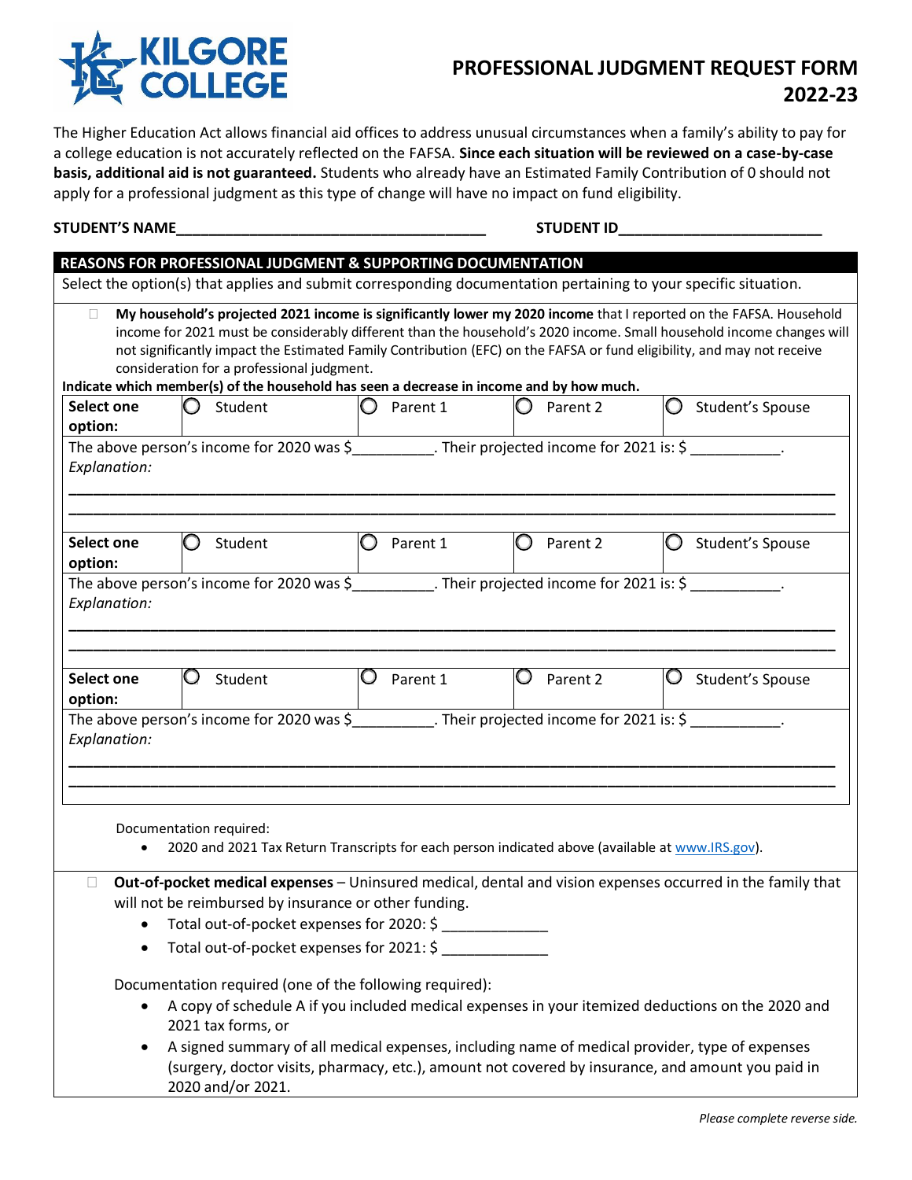# KILGORE COLLEGE

## PROFESSIONAL JUDGMENT REQUEST FORM 2022-23

The Higher Education Act allows financial aid offices to address unusual circumstances when a family's ability to pay for a college education is not accurately reflected on the FAFSA. **Since each situation will be reviewed on a case-by-case basis, additional aid is not guaranteed.** Students who already have an Estimated Family Contribution of 0 should not apply for a professional judgment as this type of change will have no impact on fund eligibility.

**STUDENT'S NAME**_____________________________________ **STUDENT ID**________________________

### REASONS FOR PROFESSIONAL JUDGMENT & SUPPORTING DOCUMENTATION

Select the option(s) that applies and submit corresponding documentation pertaining to your specific situation.

☐ **My household's projected 2021 income is significantly lower my 2020 income** that I reported on the FAFSA. Household income for 2021 must be considerably different than the household's 2020 income. Small household income changes will not significantly impact the Estimated Family Contribution (EFC) on the FAFSA or fund eligibility, and may not receive consideration for a professional judgment.

**Indicate which member(s) of the household has seen a decrease in income and by how much.**

| **Select one option:** | ◯ Student | ◯ Parent 1 | ◯ Parent 2 | ◯ Student's Spouse |
|---|---|---|---|---|

The above person's income for 2020 was $__________. Their projected income for 2021 is: $ ___________.
*Explanation:*

_____________________________________________________________________________________

_____________________________________________________________________________________

| **Select one option:** | ◯ Student | ◯ Parent 1 | ◯ Parent 2 | ◯ Student's Spouse |
|---|---|---|---|---|

The above person's income for 2020 was $__________. Their projected income for 2021 is: $ ___________.
*Explanation:*

_____________________________________________________________________________________

_____________________________________________________________________________________

| **Select one option:** | ◯ Student | ◯ Parent 1 | ◯ Parent 2 | ◯ Student's Spouse |
|---|---|---|---|---|

The above person's income for 2020 was $__________. Their projected income for 2021 is: $ ___________.
*Explanation:*

_____________________________________________________________________________________

_____________________________________________________________________________________

Documentation required:

- 2020 and 2021 Tax Return Transcripts for each person indicated above (available at www.IRS.gov).

☐ **Out-of-pocket medical expenses** – Uninsured medical, dental and vision expenses occurred in the family that will not be reimbursed by insurance or other funding.

- Total out-of-pocket expenses for 2020: $ _____________
- Total out-of-pocket expenses for 2021: $ _____________

Documentation required (one of the following required):

- A copy of schedule A if you included medical expenses in your itemized deductions on the 2020 and 2021 tax forms, or
- A signed summary of all medical expenses, including name of medical provider, type of expenses (surgery, doctor visits, pharmacy, etc.), amount not covered by insurance, and amount you paid in 2020 and/or 2021.

*Please complete reverse side.*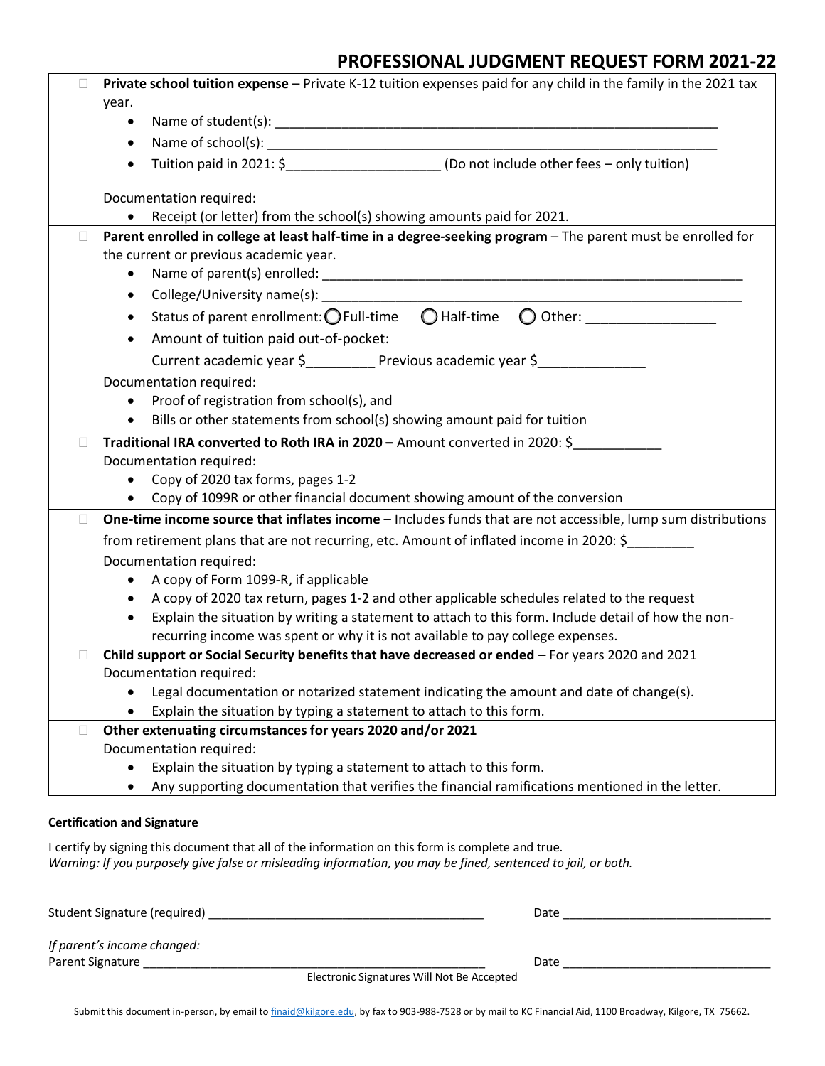# PROFESSIONAL JUDGMENT REQUEST FORM 2021-22

☐ **Private school tuition expense** – Private K-12 tuition expenses paid for any child in the family in the 2021 tax year.

- Name of student(s): ___________________________________________________________
- Name of school(s): ___________________________________________________________
- Tuition paid in 2021: $____________________ (Do not include other fees – only tuition)

Documentation required:

- Receipt (or letter) from the school(s) showing amounts paid for 2021.

☐ **Parent enrolled in college at least half-time in a degree-seeking program** – The parent must be enrolled for the current or previous academic year.

- Name of parent(s) enrolled: ______________________________________________________
- College/University name(s): ______________________________________________________
- Status of parent enrollment: ◯ Full-time ◯ Half-time ◯ Other: ________________
- Amount of tuition paid out-of-pocket:

  Current academic year $_________ Previous academic year $______________

Documentation required:

- Proof of registration from school(s), and
- Bills or other statements from school(s) showing amount paid for tuition

☐ **Traditional IRA converted to Roth IRA in 2020 –** Amount converted in 2020: $____________

Documentation required:

- Copy of 2020 tax forms, pages 1-2
- Copy of 1099R or other financial document showing amount of the conversion

☐ **One-time income source that inflates income** – Includes funds that are not accessible, lump sum distributions from retirement plans that are not recurring, etc. Amount of inflated income in 2020: $_________

Documentation required:

- A copy of Form 1099-R, if applicable
- A copy of 2020 tax return, pages 1-2 and other applicable schedules related to the request
- Explain the situation by writing a statement to attach to this form. Include detail of how the non-recurring income was spent or why it is not available to pay college expenses.

☐ **Child support or Social Security benefits that have decreased or ended** – For years 2020 and 2021

Documentation required:

- Legal documentation or notarized statement indicating the amount and date of change(s).
- Explain the situation by typing a statement to attach to this form.

☐ **Other extenuating circumstances for years 2020 and/or 2021**

Documentation required:

- Explain the situation by typing a statement to attach to this form.
- Any supporting documentation that verifies the financial ramifications mentioned in the letter.

**Certification and Signature**

I certify by signing this document that all of the information on this form is complete and true.
*Warning: If you purposely give false or misleading information, you may be fined, sentenced to jail, or both.*

Student Signature (required) ________________________________________ Date ______________________________

*If parent's income changed:*
Parent Signature __________________________________________________ Date ______________________________

Electronic Signatures Will Not Be Accepted

Submit this document in-person, by email to finaid@kilgore.edu, by fax to 903-988-7528 or by mail to KC Financial Aid, 1100 Broadway, Kilgore, TX 75662.